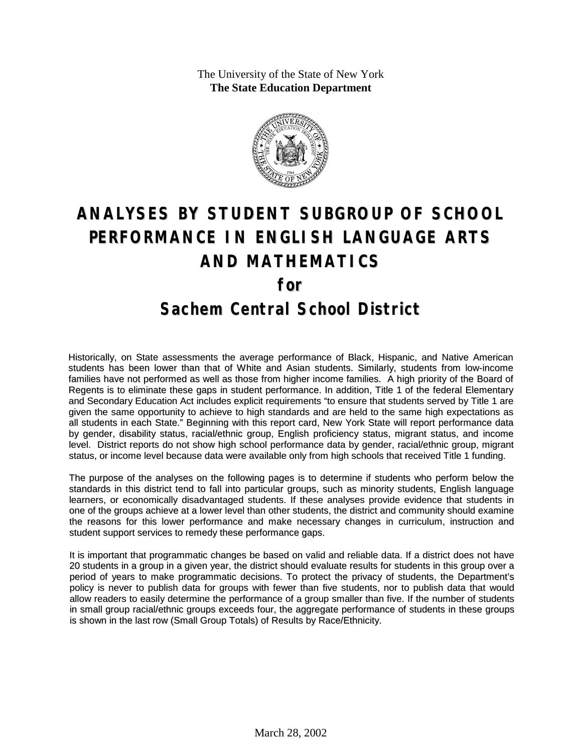The University of the State of New York
**The State Education Department**

# ANALYSES BY STUDENT SUBGROUP OF SCHOOL PERFORMANCE IN ENGLISH LANGUAGE ARTS AND MATHEMATICS

## for

## Sachem Central School District

Historically, on State assessments the average performance of Black, Hispanic, and Native American students has been lower than that of White and Asian students. Similarly, students from low-income families have not performed as well as those from higher income families. A high priority of the Board of Regents is to eliminate these gaps in student performance. In addition, Title 1 of the federal Elementary and Secondary Education Act includes explicit requirements "to ensure that students served by Title 1 are given the same opportunity to achieve to high standards and are held to the same high expectations as all students in each State." Beginning with this report card, New York State will report performance data by gender, disability status, racial/ethnic group, English proficiency status, migrant status, and income level. District reports do not show high school performance data by gender, racial/ethnic group, migrant status, or income level because data were available only from high schools that received Title 1 funding.

The purpose of the analyses on the following pages is to determine if students who perform below the standards in this district tend to fall into particular groups, such as minority students, English language learners, or economically disadvantaged students. If these analyses provide evidence that students in one of the groups achieve at a lower level than other students, the district and community should examine the reasons for this lower performance and make necessary changes in curriculum, instruction and student support services to remedy these performance gaps.

It is important that programmatic changes be based on valid and reliable data. If a district does not have 20 students in a group in a given year, the district should evaluate results for students in this group over a period of years to make programmatic decisions. To protect the privacy of students, the Department's policy is never to publish data for groups with fewer than five students, nor to publish data that would allow readers to easily determine the performance of a group smaller than five. If the number of students in small group racial/ethnic groups exceeds four, the aggregate performance of students in these groups is shown in the last row (Small Group Totals) of Results by Race/Ethnicity.

March 28, 2002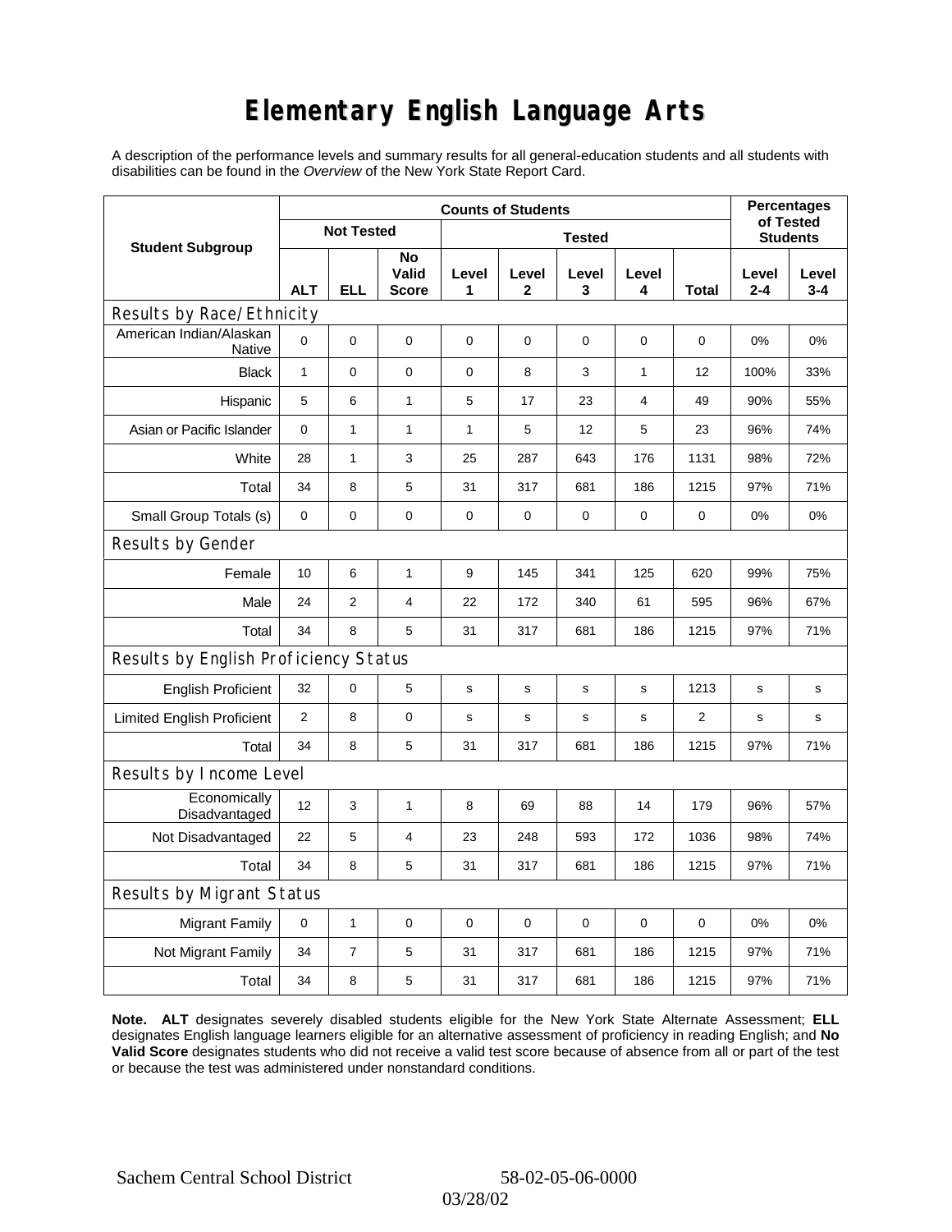# Elementary English Language Arts

A description of the performance levels and summary results for all general-education students and all students with disabilities can be found in the *Overview* of the New York State Report Card.

| Student Subgroup | Counts of Students | | | | | | | | Percentages of Tested Students | |
|---|---|---|---|---|---|---|---|---|---|---|
| | Not Tested | | | Tested | | | | | | |
| | ALT | ELL | No Valid Score | Level 1 | Level 2 | Level 3 | Level 4 | Total | Level 2-4 | Level 3-4 |
| **Results by Race/Ethnicity** | | | | | | | | | | |
| American Indian/Alaskan Native | 0 | 0 | 0 | 0 | 0 | 0 | 0 | 0 | 0% | 0% |
| Black | 1 | 0 | 0 | 0 | 8 | 3 | 1 | 12 | 100% | 33% |
| Hispanic | 5 | 6 | 1 | 5 | 17 | 23 | 4 | 49 | 90% | 55% |
| Asian or Pacific Islander | 0 | 1 | 1 | 1 | 5 | 12 | 5 | 23 | 96% | 74% |
| White | 28 | 1 | 3 | 25 | 287 | 643 | 176 | 1131 | 98% | 72% |
| Total | 34 | 8 | 5 | 31 | 317 | 681 | 186 | 1215 | 97% | 71% |
| Small Group Totals (s) | 0 | 0 | 0 | 0 | 0 | 0 | 0 | 0 | 0% | 0% |
| **Results by Gender** | | | | | | | | | | |
| Female | 10 | 6 | 1 | 9 | 145 | 341 | 125 | 620 | 99% | 75% |
| Male | 24 | 2 | 4 | 22 | 172 | 340 | 61 | 595 | 96% | 67% |
| Total | 34 | 8 | 5 | 31 | 317 | 681 | 186 | 1215 | 97% | 71% |
| **Results by English Proficiency Status** | | | | | | | | | | |
| English Proficient | 32 | 0 | 5 | s | s | s | s | 1213 | s | s |
| Limited English Proficient | 2 | 8 | 0 | s | s | s | s | 2 | s | s |
| Total | 34 | 8 | 5 | 31 | 317 | 681 | 186 | 1215 | 97% | 71% |
| **Results by Income Level** | | | | | | | | | | |
| Economically Disadvantaged | 12 | 3 | 1 | 8 | 69 | 88 | 14 | 179 | 96% | 57% |
| Not Disadvantaged | 22 | 5 | 4 | 23 | 248 | 593 | 172 | 1036 | 98% | 74% |
| Total | 34 | 8 | 5 | 31 | 317 | 681 | 186 | 1215 | 97% | 71% |
| **Results by Migrant Status** | | | | | | | | | | |
| Migrant Family | 0 | 1 | 0 | 0 | 0 | 0 | 0 | 0 | 0% | 0% |
| Not Migrant Family | 34 | 7 | 5 | 31 | 317 | 681 | 186 | 1215 | 97% | 71% |
| Total | 34 | 8 | 5 | 31 | 317 | 681 | 186 | 1215 | 97% | 71% |

**Note. ALT** designates severely disabled students eligible for the New York State Alternate Assessment; **ELL** designates English language learners eligible for an alternative assessment of proficiency in reading English; and **No Valid Score** designates students who did not receive a valid test score because of absence from all or part of the test or because the test was administered under nonstandard conditions.

Sachem Central School District 58-02-05-06-0000

03/28/02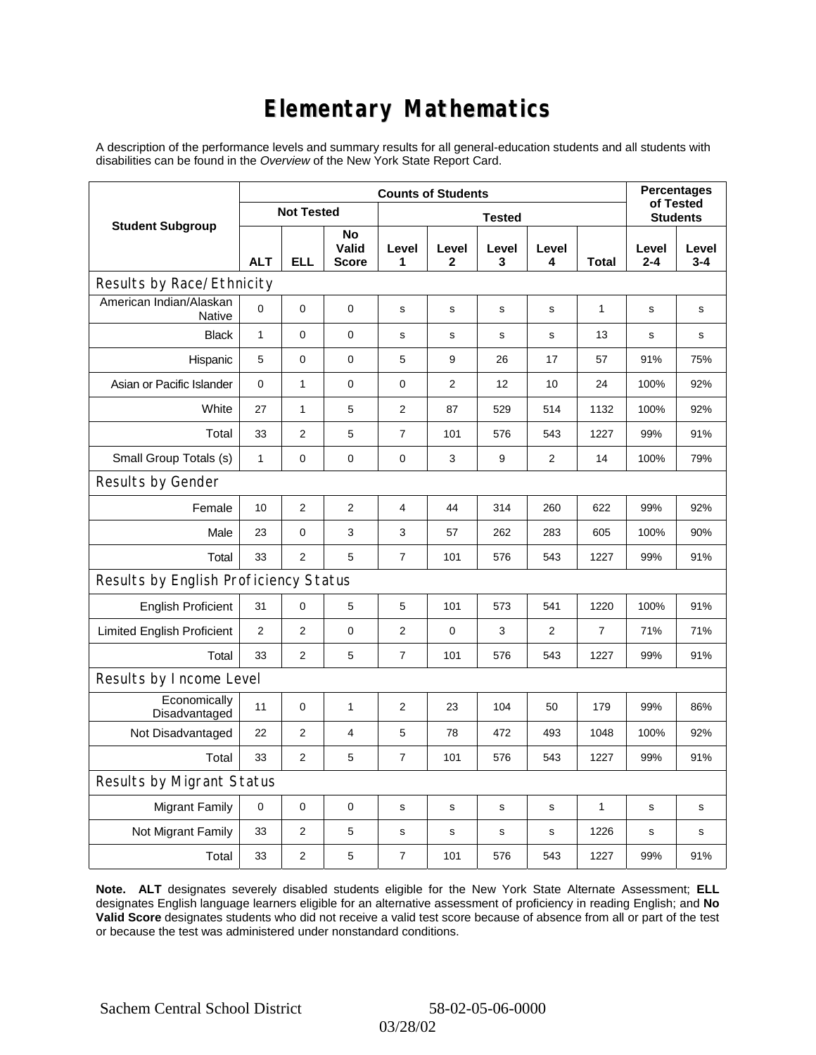# Elementary Mathematics

A description of the performance levels and summary results for all general-education students and all students with disabilities can be found in the *Overview* of the New York State Report Card.

| Student Subgroup | Counts of Students | | | | | | | | Percentages of Tested Students | |
|---|---|---|---|---|---|---|---|---|---|---|
| | Not Tested | | | Tested | | | | | | |
| | ALT | ELL | No Valid Score | Level 1 | Level 2 | Level 3 | Level 4 | Total | Level 2-4 | Level 3-4 |
| **Results by Race/Ethnicity** | | | | | | | | | | |
| American Indian/Alaskan Native | 0 | 0 | 0 | s | s | s | s | 1 | s | s |
| Black | 1 | 0 | 0 | s | s | s | s | 13 | s | s |
| Hispanic | 5 | 0 | 0 | 5 | 9 | 26 | 17 | 57 | 91% | 75% |
| Asian or Pacific Islander | 0 | 1 | 0 | 0 | 2 | 12 | 10 | 24 | 100% | 92% |
| White | 27 | 1 | 5 | 2 | 87 | 529 | 514 | 1132 | 100% | 92% |
| Total | 33 | 2 | 5 | 7 | 101 | 576 | 543 | 1227 | 99% | 91% |
| Small Group Totals (s) | 1 | 0 | 0 | 0 | 3 | 9 | 2 | 14 | 100% | 79% |
| **Results by Gender** | | | | | | | | | | |
| Female | 10 | 2 | 2 | 4 | 44 | 314 | 260 | 622 | 99% | 92% |
| Male | 23 | 0 | 3 | 3 | 57 | 262 | 283 | 605 | 100% | 90% |
| Total | 33 | 2 | 5 | 7 | 101 | 576 | 543 | 1227 | 99% | 91% |
| **Results by English Proficiency Status** | | | | | | | | | | |
| English Proficient | 31 | 0 | 5 | 5 | 101 | 573 | 541 | 1220 | 100% | 91% |
| Limited English Proficient | 2 | 2 | 0 | 2 | 0 | 3 | 2 | 7 | 71% | 71% |
| Total | 33 | 2 | 5 | 7 | 101 | 576 | 543 | 1227 | 99% | 91% |
| **Results by Income Level** | | | | | | | | | | |
| Economically Disadvantaged | 11 | 0 | 1 | 2 | 23 | 104 | 50 | 179 | 99% | 86% |
| Not Disadvantaged | 22 | 2 | 4 | 5 | 78 | 472 | 493 | 1048 | 100% | 92% |
| Total | 33 | 2 | 5 | 7 | 101 | 576 | 543 | 1227 | 99% | 91% |
| **Results by Migrant Status** | | | | | | | | | | |
| Migrant Family | 0 | 0 | 0 | s | s | s | s | 1 | s | s |
| Not Migrant Family | 33 | 2 | 5 | s | s | s | s | 1226 | s | s |
| Total | 33 | 2 | 5 | 7 | 101 | 576 | 543 | 1227 | 99% | 91% |

**Note. ALT** designates severely disabled students eligible for the New York State Alternate Assessment; **ELL** designates English language learners eligible for an alternative assessment of proficiency in reading English; and **No Valid Score** designates students who did not receive a valid test score because of absence from all or part of the test or because the test was administered under nonstandard conditions.

Sachem Central School District 58-02-05-06-0000

03/28/02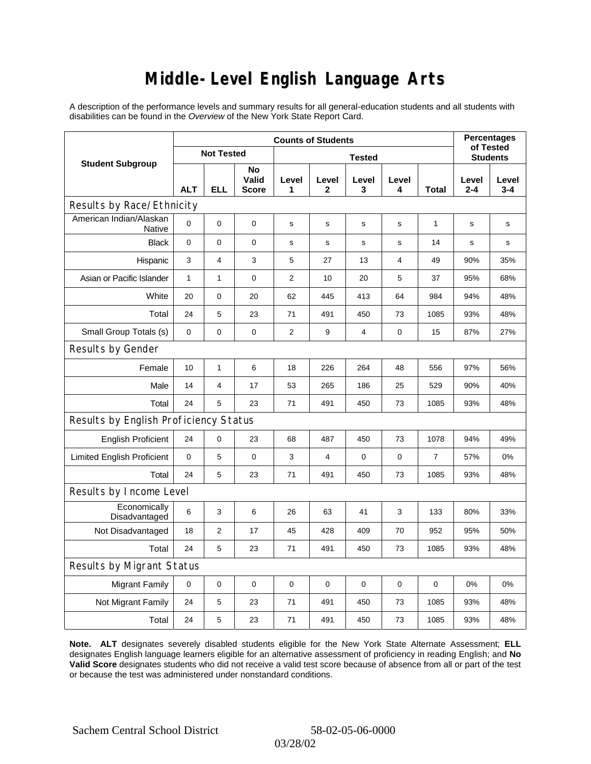# Middle-Level English Language Arts

A description of the performance levels and summary results for all general-education students and all students with disabilities can be found in the *Overview* of the New York State Report Card.

| Student Subgroup | Counts of Students | | | | | | | | Percentages of Tested Students | |
|---|---|---|---|---|---|---|---|---|---|---|
| | Not Tested | | | Tested | | | | | | |
| | ALT | ELL | No Valid Score | Level 1 | Level 2 | Level 3 | Level 4 | Total | Level 2-4 | Level 3-4 |
| **Results by Race/Ethnicity** | | | | | | | | | | |
| American Indian/Alaskan Native | 0 | 0 | 0 | s | s | s | s | 1 | s | s |
| Black | 0 | 0 | 0 | s | s | s | s | 14 | s | s |
| Hispanic | 3 | 4 | 3 | 5 | 27 | 13 | 4 | 49 | 90% | 35% |
| Asian or Pacific Islander | 1 | 1 | 0 | 2 | 10 | 20 | 5 | 37 | 95% | 68% |
| White | 20 | 0 | 20 | 62 | 445 | 413 | 64 | 984 | 94% | 48% |
| Total | 24 | 5 | 23 | 71 | 491 | 450 | 73 | 1085 | 93% | 48% |
| Small Group Totals (s) | 0 | 0 | 0 | 2 | 9 | 4 | 0 | 15 | 87% | 27% |
| **Results by Gender** | | | | | | | | | | |
| Female | 10 | 1 | 6 | 18 | 226 | 264 | 48 | 556 | 97% | 56% |
| Male | 14 | 4 | 17 | 53 | 265 | 186 | 25 | 529 | 90% | 40% |
| Total | 24 | 5 | 23 | 71 | 491 | 450 | 73 | 1085 | 93% | 48% |
| **Results by English Proficiency Status** | | | | | | | | | | |
| English Proficient | 24 | 0 | 23 | 68 | 487 | 450 | 73 | 1078 | 94% | 49% |
| Limited English Proficient | 0 | 5 | 0 | 3 | 4 | 0 | 0 | 7 | 57% | 0% |
| Total | 24 | 5 | 23 | 71 | 491 | 450 | 73 | 1085 | 93% | 48% |
| **Results by Income Level** | | | | | | | | | | |
| Economically Disadvantaged | 6 | 3 | 6 | 26 | 63 | 41 | 3 | 133 | 80% | 33% |
| Not Disadvantaged | 18 | 2 | 17 | 45 | 428 | 409 | 70 | 952 | 95% | 50% |
| Total | 24 | 5 | 23 | 71 | 491 | 450 | 73 | 1085 | 93% | 48% |
| **Results by Migrant Status** | | | | | | | | | | |
| Migrant Family | 0 | 0 | 0 | 0 | 0 | 0 | 0 | 0 | 0% | 0% |
| Not Migrant Family | 24 | 5 | 23 | 71 | 491 | 450 | 73 | 1085 | 93% | 48% |
| Total | 24 | 5 | 23 | 71 | 491 | 450 | 73 | 1085 | 93% | 48% |

**Note. ALT** designates severely disabled students eligible for the New York State Alternate Assessment; **ELL** designates English language learners eligible for an alternative assessment of proficiency in reading English; and **No Valid Score** designates students who did not receive a valid test score because of absence from all or part of the test or because the test was administered under nonstandard conditions.

Sachem Central School District 58-02-05-06-0000

03/28/02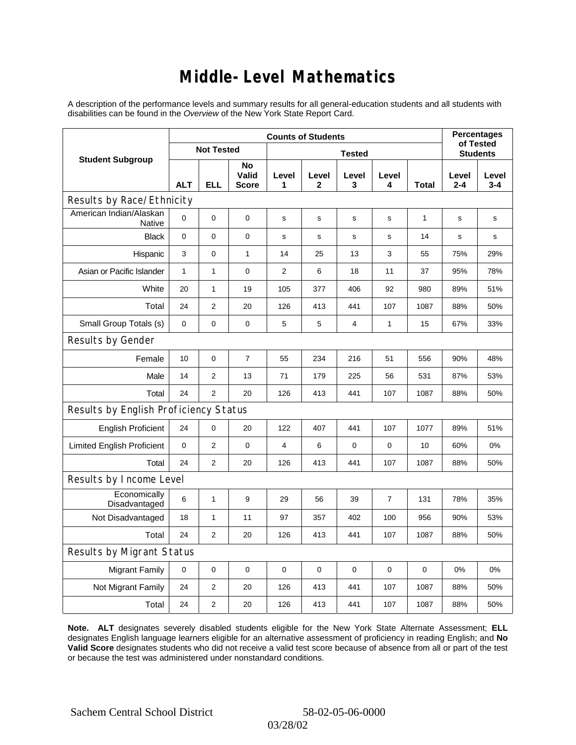# Middle-Level Mathematics

A description of the performance levels and summary results for all general-education students and all students with disabilities can be found in the *Overview* of the New York State Report Card.

| Student Subgroup | Counts of Students | | | | | | | | Percentages of Tested Students | |
|---|---|---|---|---|---|---|---|---|---|---|
| | Not Tested | | | Tested | | | | | | |
| | ALT | ELL | No Valid Score | Level 1 | Level 2 | Level 3 | Level 4 | Total | Level 2-4 | Level 3-4 |
| **Results by Race/Ethnicity** | | | | | | | | | | |
| American Indian/Alaskan Native | 0 | 0 | 0 | s | s | s | s | 1 | s | s |
| Black | 0 | 0 | 0 | s | s | s | s | 14 | s | s |
| Hispanic | 3 | 0 | 1 | 14 | 25 | 13 | 3 | 55 | 75% | 29% |
| Asian or Pacific Islander | 1 | 1 | 0 | 2 | 6 | 18 | 11 | 37 | 95% | 78% |
| White | 20 | 1 | 19 | 105 | 377 | 406 | 92 | 980 | 89% | 51% |
| Total | 24 | 2 | 20 | 126 | 413 | 441 | 107 | 1087 | 88% | 50% |
| Small Group Totals (s) | 0 | 0 | 0 | 5 | 5 | 4 | 1 | 15 | 67% | 33% |
| **Results by Gender** | | | | | | | | | | |
| Female | 10 | 0 | 7 | 55 | 234 | 216 | 51 | 556 | 90% | 48% |
| Male | 14 | 2 | 13 | 71 | 179 | 225 | 56 | 531 | 87% | 53% |
| Total | 24 | 2 | 20 | 126 | 413 | 441 | 107 | 1087 | 88% | 50% |
| **Results by English Proficiency Status** | | | | | | | | | | |
| English Proficient | 24 | 0 | 20 | 122 | 407 | 441 | 107 | 1077 | 89% | 51% |
| Limited English Proficient | 0 | 2 | 0 | 4 | 6 | 0 | 0 | 10 | 60% | 0% |
| Total | 24 | 2 | 20 | 126 | 413 | 441 | 107 | 1087 | 88% | 50% |
| **Results by Income Level** | | | | | | | | | | |
| Economically Disadvantaged | 6 | 1 | 9 | 29 | 56 | 39 | 7 | 131 | 78% | 35% |
| Not Disadvantaged | 18 | 1 | 11 | 97 | 357 | 402 | 100 | 956 | 90% | 53% |
| Total | 24 | 2 | 20 | 126 | 413 | 441 | 107 | 1087 | 88% | 50% |
| **Results by Migrant Status** | | | | | | | | | | |
| Migrant Family | 0 | 0 | 0 | 0 | 0 | 0 | 0 | 0 | 0% | 0% |
| Not Migrant Family | 24 | 2 | 20 | 126 | 413 | 441 | 107 | 1087 | 88% | 50% |
| Total | 24 | 2 | 20 | 126 | 413 | 441 | 107 | 1087 | 88% | 50% |

**Note. ALT** designates severely disabled students eligible for the New York State Alternate Assessment; **ELL** designates English language learners eligible for an alternative assessment of proficiency in reading English; and **No Valid Score** designates students who did not receive a valid test score because of absence from all or part of the test or because the test was administered under nonstandard conditions.

Sachem Central School District 58-02-05-06-0000 03/28/02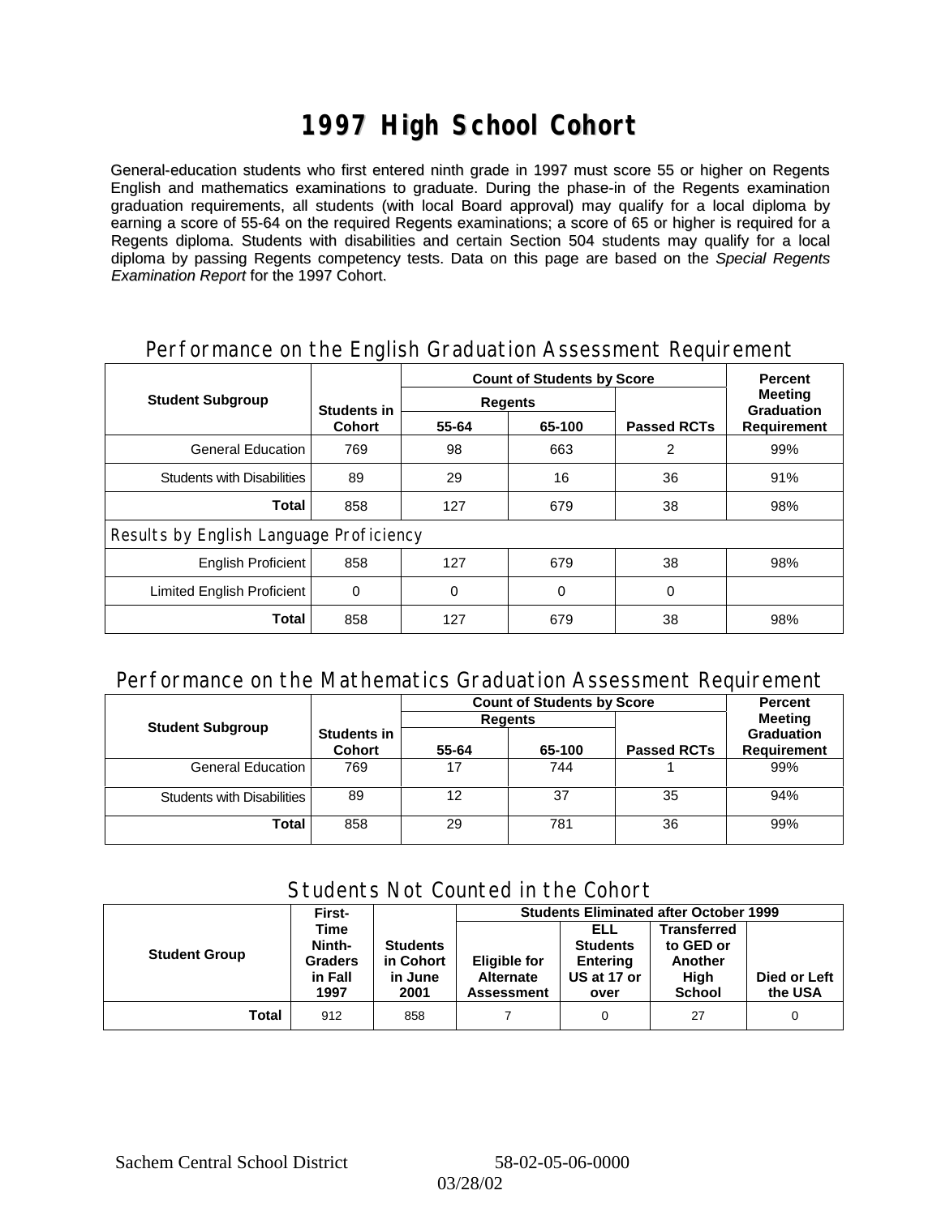# 1997 High School Cohort

General-education students who first entered ninth grade in 1997 must score 55 or higher on Regents English and mathematics examinations to graduate. During the phase-in of the Regents examination graduation requirements, all students (with local Board approval) may qualify for a local diploma by earning a score of 55-64 on the required Regents examinations; a score of 65 or higher is required for a Regents diploma. Students with disabilities and certain Section 504 students may qualify for a local diploma by passing Regents competency tests. Data on this page are based on the *Special Regents Examination Report* for the 1997 Cohort.

## Performance on the English Graduation Assessment Requirement

| Student Subgroup | Students in Cohort | Count of Students by Score | | | Percent Meeting Graduation Requirement |
|---|---|---|---|---|---|
| | | Regents 55-64 | Regents 65-100 | Passed RCTs | |
| General Education | 769 | 98 | 663 | 2 | 99% |
| Students with Disabilities | 89 | 29 | 16 | 36 | 91% |
| **Total** | 858 | 127 | 679 | 38 | 98% |
| Results by English Language Proficiency | | | | | |
| English Proficient | 858 | 127 | 679 | 38 | 98% |
| Limited English Proficient | 0 | 0 | 0 | 0 | |
| **Total** | 858 | 127 | 679 | 38 | 98% |

## Performance on the Mathematics Graduation Assessment Requirement

| Student Subgroup | Students in Cohort | Count of Students by Score | | | Percent Meeting Graduation Requirement |
|---|---|---|---|---|---|
| | | Regents 55-64 | Regents 65-100 | Passed RCTs | |
| General Education | 769 | 17 | 744 | 1 | 99% |
| Students with Disabilities | 89 | 12 | 37 | 35 | 94% |
| **Total** | 858 | 29 | 781 | 36 | 99% |

## Students Not Counted in the Cohort

| Student Group | First-Time Ninth-Graders in Fall 1997 | Students in Cohort in June 2001 | Students Eliminated after October 1999 | | | |
|---|---|---|---|---|---|---|
| | | | Eligible for Alternate Assessment | ELL Students Entering US at 17 or over | Transferred to GED or Another High School | Died or Left the USA |
| **Total** | 912 | 858 | 7 | 0 | 27 | 0 |

Sachem Central School District 58-02-05-06-0000

03/28/02